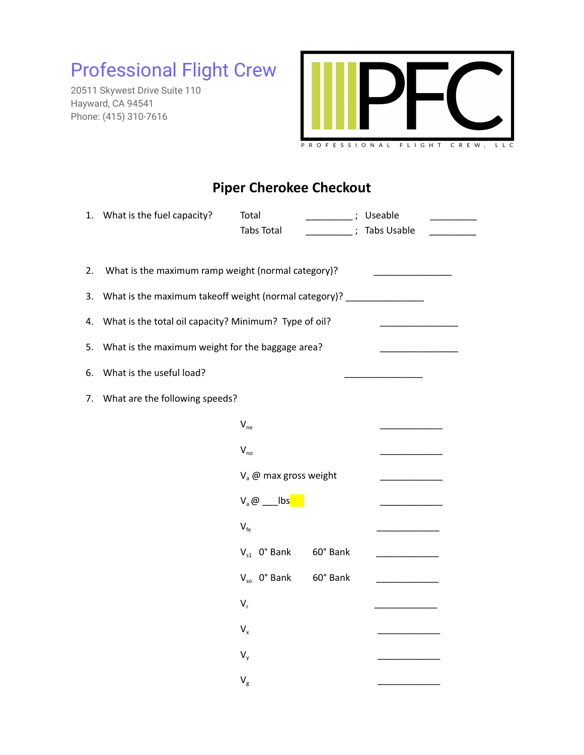Professional Flight Crew

20511 Skywest Drive Suite 110
Hayward, CA 94541
Phone: (415) 310-7616

PFC
PROFESSIONAL FLIGHT CREW, LLC

# Piper Cherokee Checkout

1. What is the fuel capacity? Total __________ ; Useable __________
   Tabs Total __________ ; Tabs Usable __________

2. What is the maximum ramp weight (normal category)? ________________

3. What is the maximum takeoff weight (normal category)? ________________

4. What is the total oil capacity? Minimum? Type of oil? ________________

5. What is the maximum weight for the baggage area? ________________

6. What is the useful load? ________________

7. What are the following speeds?

$V_{ne}$ _____________

$V_{no}$ _____________

$V_a$ @ max gross weight _____________

$V_a$ @ ___lbs _____________

$V_{fe}$ _____________

$V_{s1}$ 0° Bank 60° Bank _____________

$V_{so}$ 0° Bank 60° Bank _____________

$V_r$ _____________

$V_x$ _____________

$V_y$ _____________

$V_g$ _____________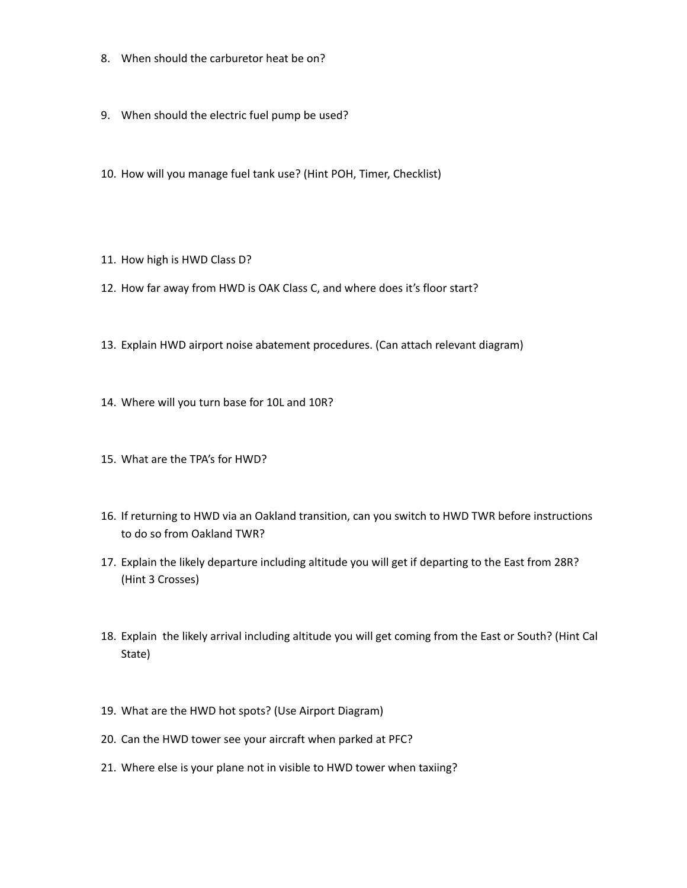8. When should the carburetor heat be on?

9. When should the electric fuel pump be used?

10. How will you manage fuel tank use? (Hint POH, Timer, Checklist)

11. How high is HWD Class D?

12. How far away from HWD is OAK Class C, and where does it's floor start?

13. Explain HWD airport noise abatement procedures. (Can attach relevant diagram)

14. Where will you turn base for 10L and 10R?

15. What are the TPA's for HWD?

16. If returning to HWD via an Oakland transition, can you switch to HWD TWR before instructions to do so from Oakland TWR?

17. Explain the likely departure including altitude you will get if departing to the East from 28R? (Hint 3 Crosses)

18. Explain the likely arrival including altitude you will get coming from the East or South? (Hint Cal State)

19. What are the HWD hot spots? (Use Airport Diagram)

20. Can the HWD tower see your aircraft when parked at PFC?

21. Where else is your plane not in visible to HWD tower when taxiing?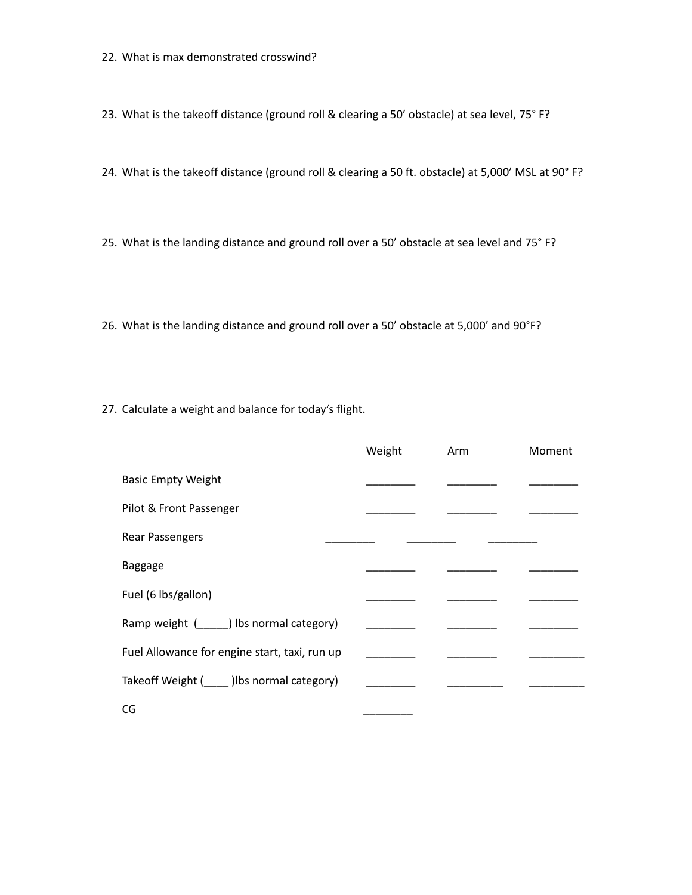22. What is max demonstrated crosswind?

23. What is the takeoff distance (ground roll & clearing a 50' obstacle) at sea level, 75° F?

24. What is the takeoff distance (ground roll & clearing a 50 ft. obstacle) at 5,000' MSL at 90° F?

25. What is the landing distance and ground roll over a 50' obstacle at sea level and 75° F?

26. What is the landing distance and ground roll over a 50' obstacle at 5,000' and 90°F?

27. Calculate a weight and balance for today's flight.

| | Weight | Arm | Moment |
|---|---|---|---|
| Basic Empty Weight | ________ | ________ | ________ |
| Pilot & Front Passenger | ________ | ________ | ________ |
| Rear Passengers | ________ | ________ | ________ |
| Baggage | ________ | ________ | ________ |
| Fuel (6 lbs/gallon) | ________ | ________ | ________ |
| Ramp weight (_____) lbs normal category) | ________ | ________ | ________ |
| Fuel Allowance for engine start, taxi, run up | ________ | ________ | _________ |
| Takeoff Weight (____ )lbs normal category) | ________ | _________ | _________ |
| CG | ________ | | |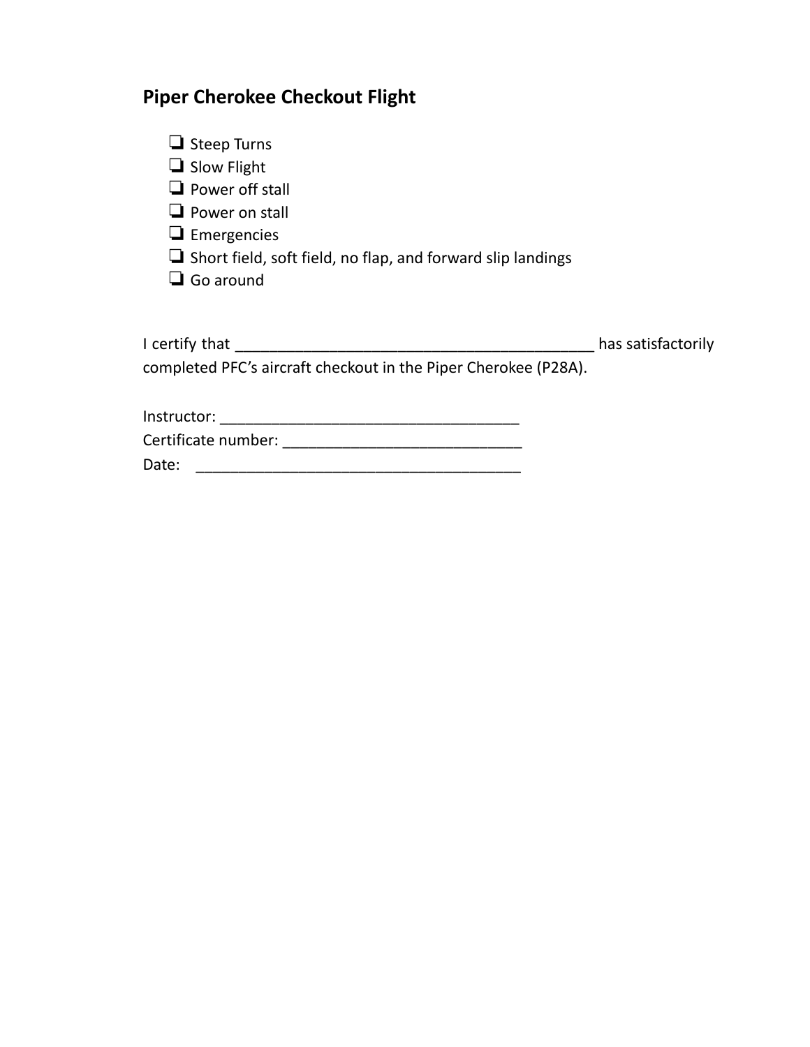## Piper Cherokee Checkout Flight

- ❏ Steep Turns
- ❏ Slow Flight
- ❏ Power off stall
- ❏ Power on stall
- ❏ Emergencies
- ❏ Short field, soft field, no flap, and forward slip landings
- ❏ Go around

I certify that ___________________________________________ has satisfactorily completed PFC's aircraft checkout in the Piper Cherokee (P28A).

Instructor: ____________________________________

Certificate number: ____________________________

Date: _______________________________________